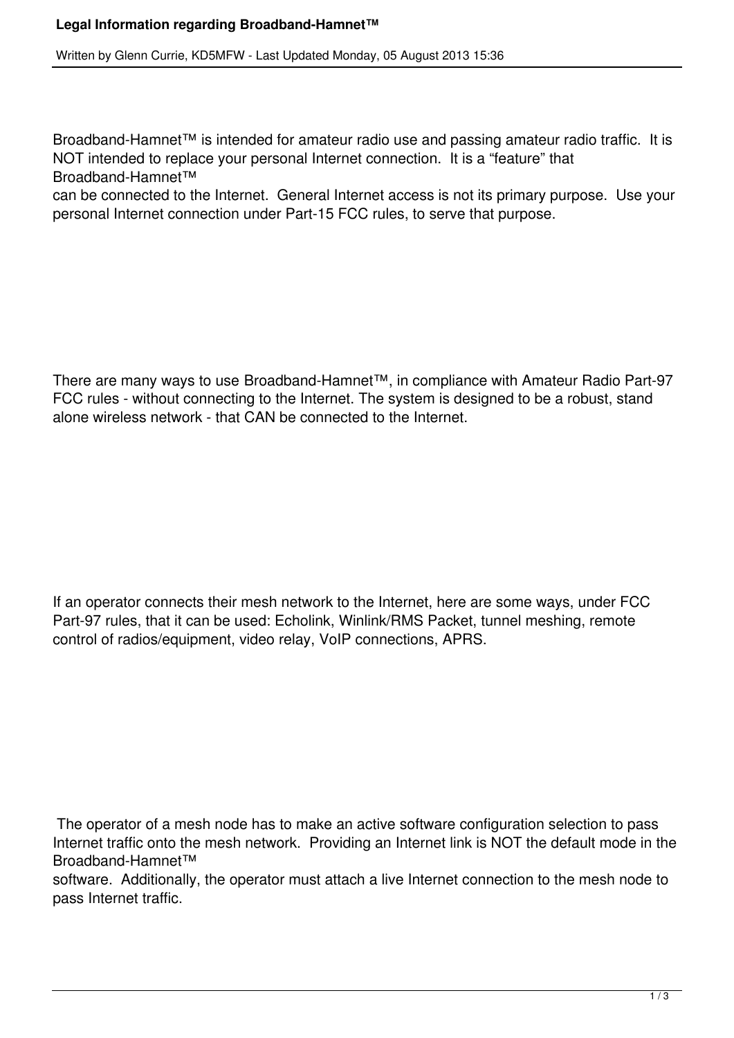# Legal Information regarding Broadband-Hamnet™

Written by Glenn Currie, KD5MFW - Last Updated Monday, 05 August 2013 15:36

Broadband-Hamnet™ is intended for amateur radio use and passing amateur radio traffic. It is NOT intended to replace your personal Internet connection. It is a "feature" that Broadband-Hamnet™ can be connected to the Internet. General Internet access is not its primary purpose. Use your personal Internet connection under Part-15 FCC rules, to serve that purpose.

There are many ways to use Broadband-Hamnet™, in compliance with Amateur Radio Part-97 FCC rules - without connecting to the Internet. The system is designed to be a robust, stand alone wireless network - that CAN be connected to the Internet.

If an operator connects their mesh network to the Internet, here are some ways, under FCC Part-97 rules, that it can be used: Echolink, Winlink/RMS Packet, tunnel meshing, remote control of radios/equipment, video relay, VoIP connections, APRS.

The operator of a mesh node has to make an active software configuration selection to pass Internet traffic onto the mesh network. Providing an Internet link is NOT the default mode in the Broadband-Hamnet™ software. Additionally, the operator must attach a live Internet connection to the mesh node to pass Internet traffic.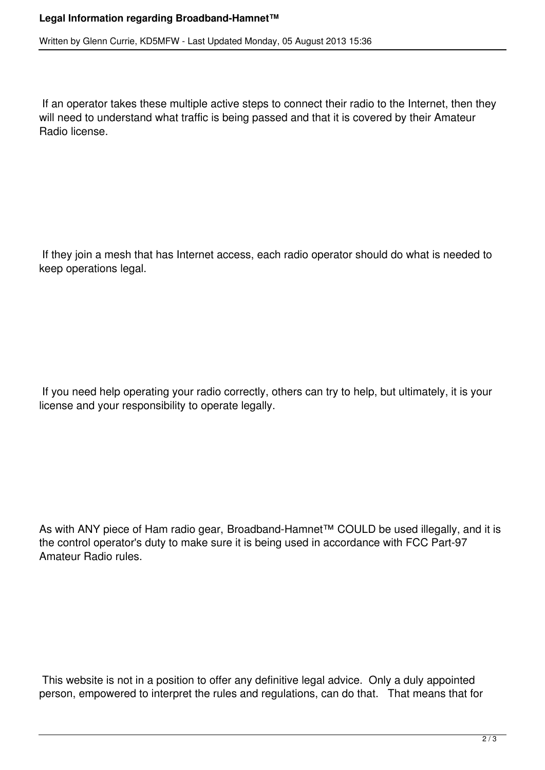If an operator takes these multiple active steps to connect their radio to the Internet, then they will need to understand what traffic is being passed and that it is covered by their Amateur Radio license.

If they join a mesh that has Internet access, each radio operator should do what is needed to keep operations legal.

If you need help operating your radio correctly, others can try to help, but ultimately, it is your license and your responsibility to operate legally.

As with ANY piece of Ham radio gear, Broadband-Hamnet™ COULD be used illegally, and it is the control operator's duty to make sure it is being used in accordance with FCC Part-97 Amateur Radio rules.

This website is not in a position to offer any definitive legal advice. Only a duly appointed person, empowered to interpret the rules and regulations, can do that. That means that for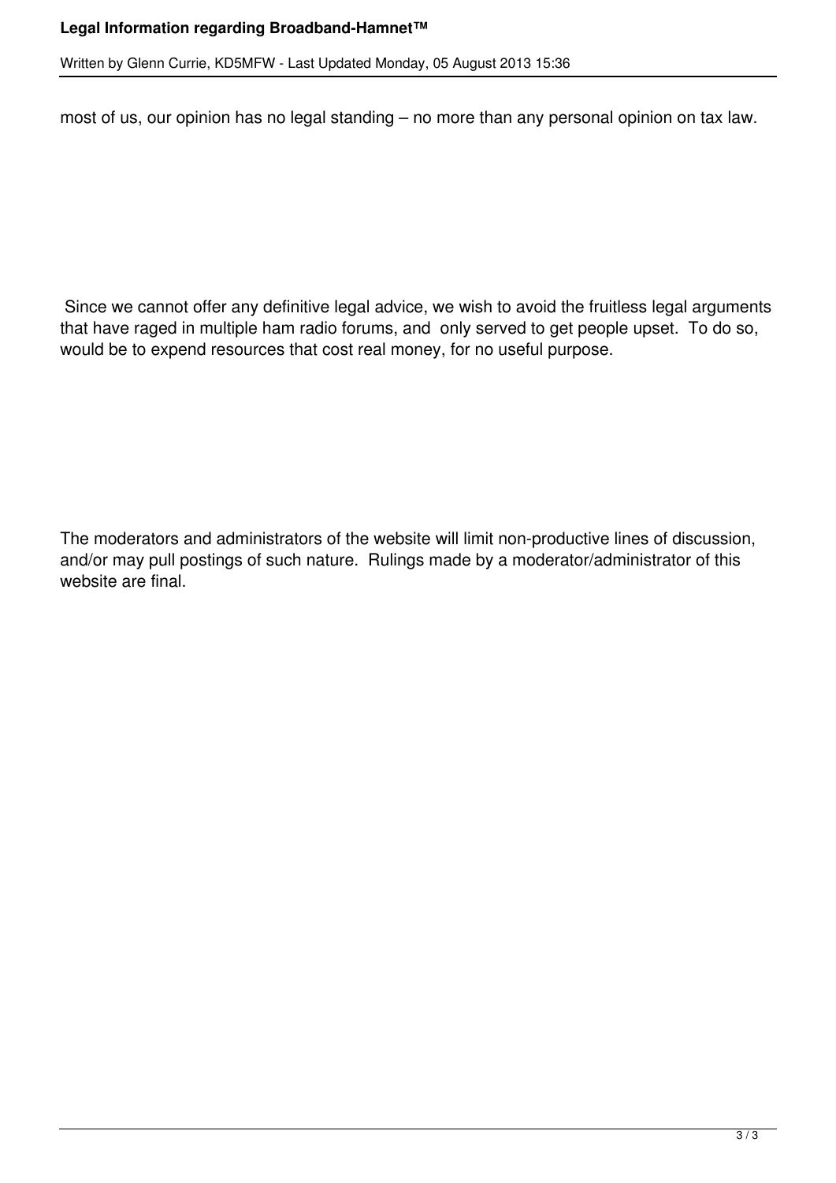most of us, our opinion has no legal standing – no more than any personal opinion on tax law.

Since we cannot offer any definitive legal advice, we wish to avoid the fruitless legal arguments that have raged in multiple ham radio forums, and only served to get people upset. To do so, would be to expend resources that cost real money, for no useful purpose.

The moderators and administrators of the website will limit non-productive lines of discussion, and/or may pull postings of such nature. Rulings made by a moderator/administrator of this website are final.